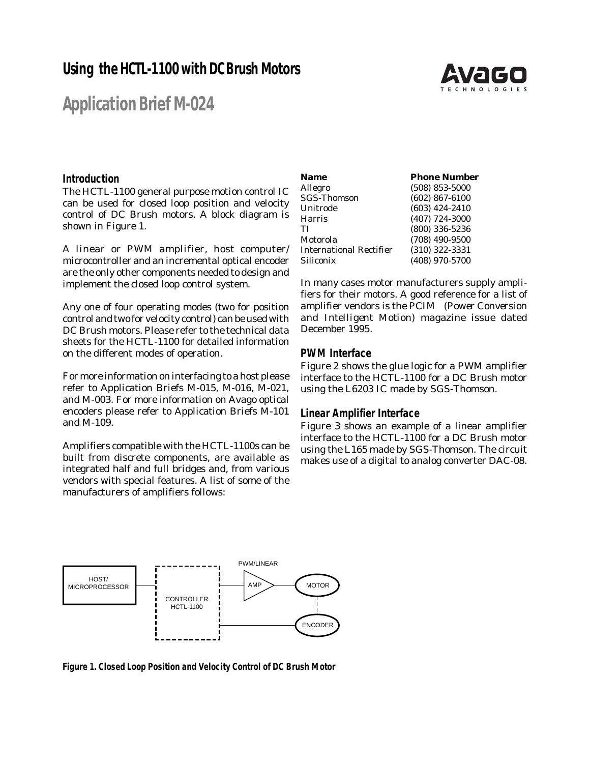# Using the HCTL-1100 with DC Brush Motors

## Application Brief M-024

### Introduction

The HCTL-1100 general purpose motion control IC can be used for closed loop position and velocity control of DC Brush motors. A block diagram is shown in Figure 1.

A linear or PWM amplifier, host computer/microcontroller and an incremental optical encoder are the only other components needed to design and implement the closed loop control system.

Any one of four operating modes (two for position control and two for velocity control) can be used with DC Brush motors. Please refer to the technical data sheets for the HCTL-1100 for detailed information on the different modes of operation.

For more information on interfacing to a host please refer to Application Briefs M-015, M-016, M-021, and M-003. For more information on Avago optical encoders please refer to Application Briefs M-101 and M-109.

Amplifiers compatible with the HCTL-1100s can be built from discrete components, are available as integrated half and full bridges and, from various vendors with special features. A list of some of the manufacturers of amplifiers follows:

| Name | Phone Number |
|---|---|
| Allegro | (508) 853-5000 |
| SGS-Thomson | (602) 867-6100 |
| Unitrode | (603) 424-2410 |
| Harris | (407) 724-3000 |
| TI | (800) 336-5236 |
| Motorola | (708) 490-9500 |
| International Rectifier | (310) 322-3331 |
| Siliconix | (408) 970-5700 |

In many cases motor manufacturers supply amplifiers for their motors. A good reference for a list of amplifier vendors is the PCIM (Power Conversion and Intelligent Motion) magazine issue dated December 1995.

### PWM Interface

Figure 2 shows the glue logic for a PWM amplifier interface to the HCTL-1100 for a DC Brush motor using the L6203 IC made by SGS-Thomson.

### Linear Amplifier Interface

Figure 3 shows an example of a linear amplifier interface to the HCTL-1100 for a DC Brush motor using the L165 made by SGS-Thomson. The circuit makes use of a digital to analog converter DAC-08.

HOST/ MICROPROCESSOR — CONTROLLER HCTL-1100 — PWM/LINEAR AMP — MOTOR — ENCODER

**Figure 1. Closed Loop Position and Velocity Control of DC Brush Motor**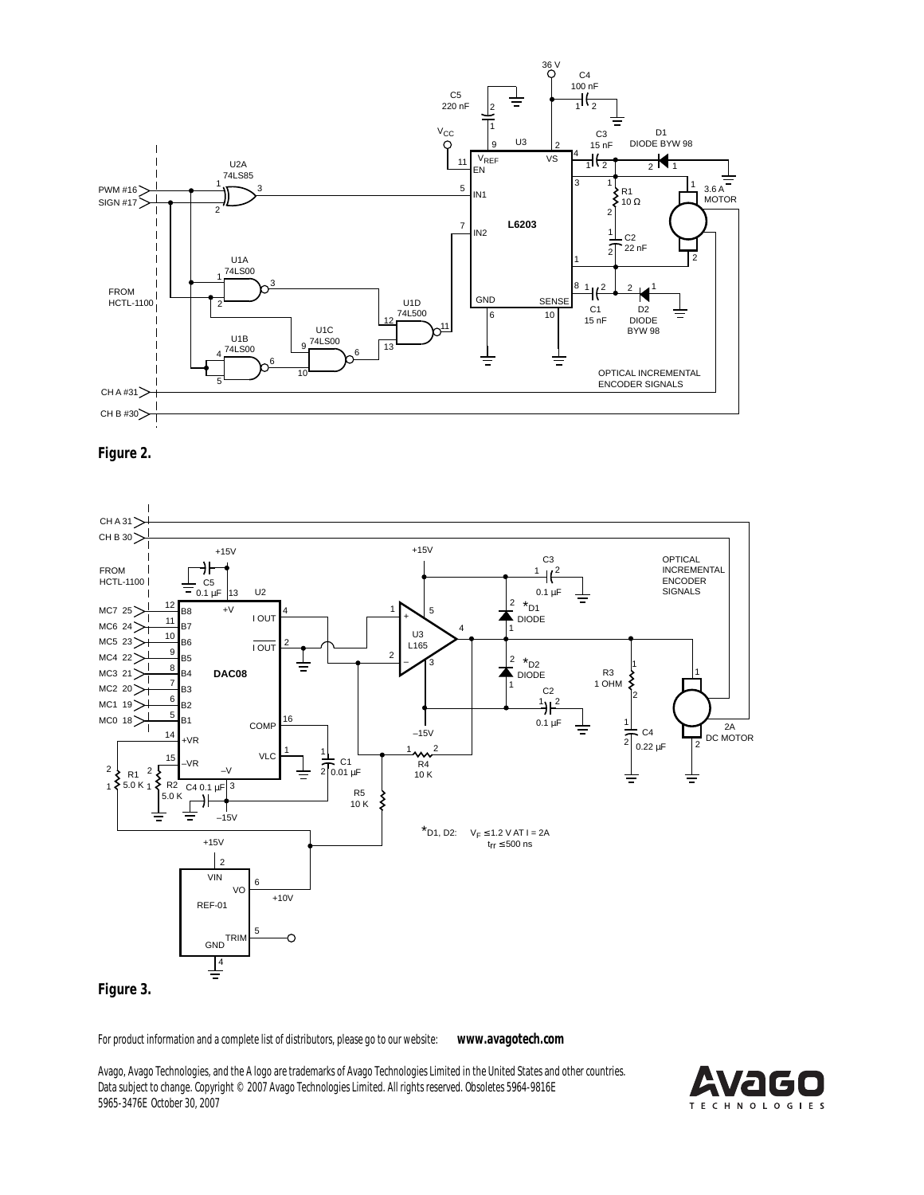**Figure 2.**

**Figure 3.**

For product information and a complete list of distributors, please go to our website: **www.avagotech.com**

Avago, Avago Technologies, and the A logo are trademarks of Avago Technologies Limited in the United States and other countries.
Data subject to change. Copyright © 2007 Avago Technologies Limited. All rights reserved. Obsoletes 5964-9816E
5965-3476E October 30, 2007